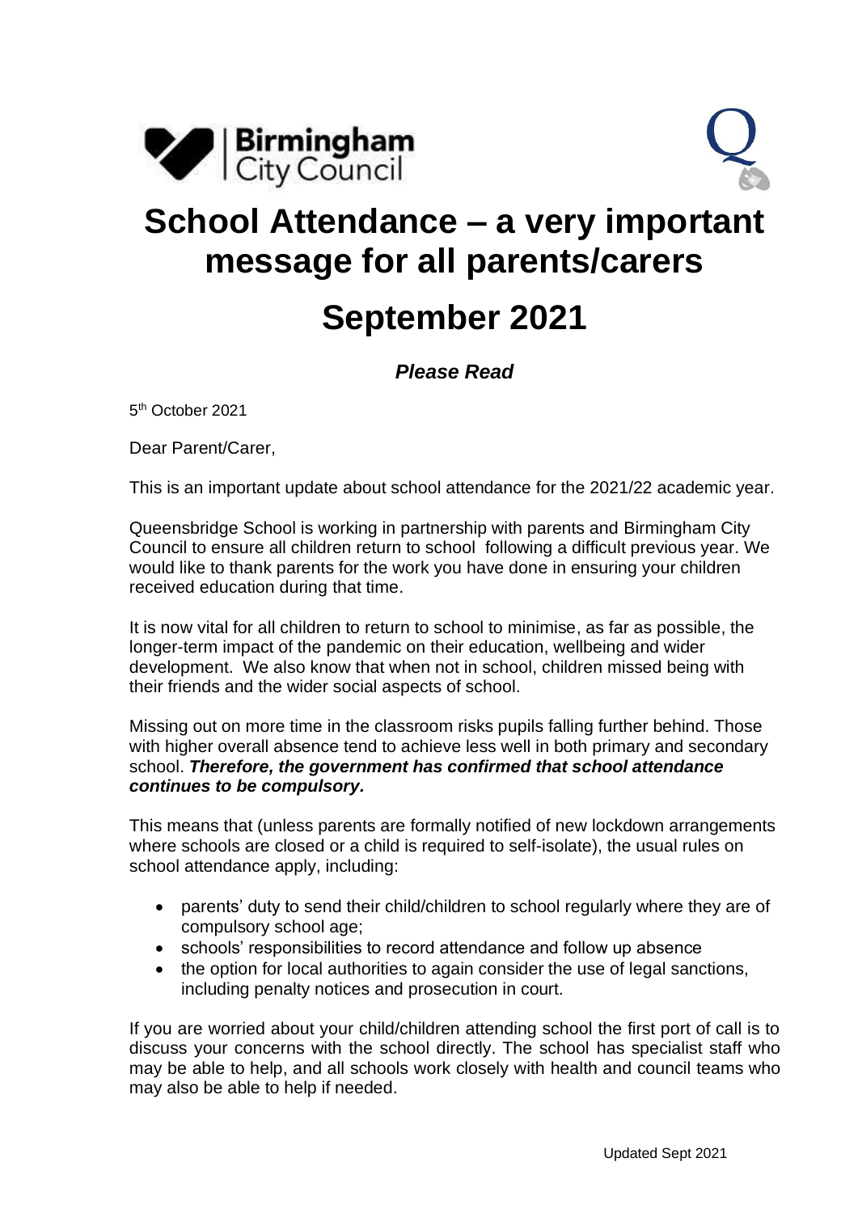Birmingham City Council

# School Attendance – a very important message for all parents/carers

# September 2021

***Please Read***

5th October 2021

Dear Parent/Carer,

This is an important update about school attendance for the 2021/22 academic year.

Queensbridge School is working in partnership with parents and Birmingham City Council to ensure all children return to school following a difficult previous year. We would like to thank parents for the work you have done in ensuring your children received education during that time.

It is now vital for all children to return to school to minimise, as far as possible, the longer-term impact of the pandemic on their education, wellbeing and wider development. We also know that when not in school, children missed being with their friends and the wider social aspects of school.

Missing out on more time in the classroom risks pupils falling further behind. Those with higher overall absence tend to achieve less well in both primary and secondary school. ***Therefore, the government has confirmed that school attendance continues to be compulsory.***

This means that (unless parents are formally notified of new lockdown arrangements where schools are closed or a child is required to self-isolate), the usual rules on school attendance apply, including:

- parents' duty to send their child/children to school regularly where they are of compulsory school age;
- schools' responsibilities to record attendance and follow up absence
- the option for local authorities to again consider the use of legal sanctions, including penalty notices and prosecution in court.

If you are worried about your child/children attending school the first port of call is to discuss your concerns with the school directly. The school has specialist staff who may be able to help, and all schools work closely with health and council teams who may also be able to help if needed.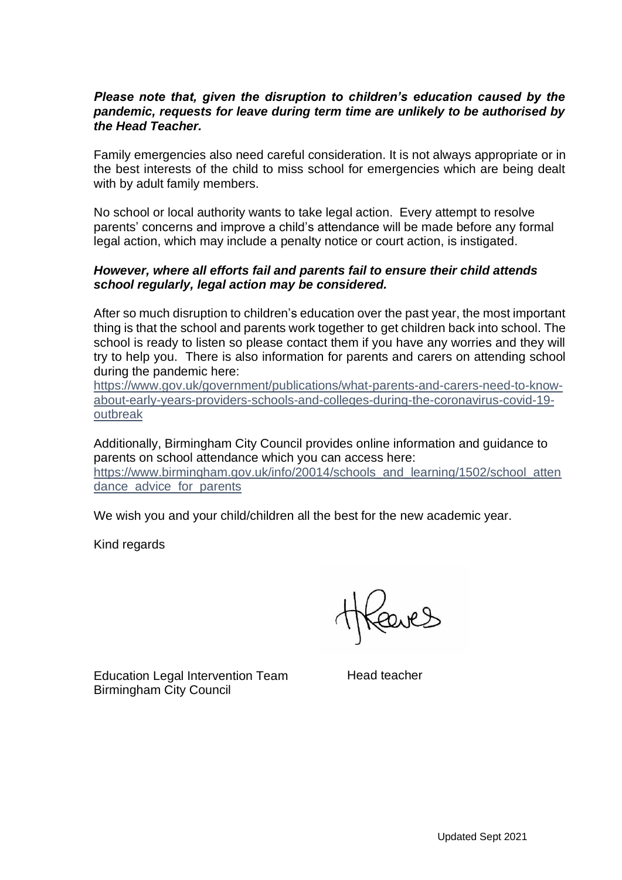***Please note that, given the disruption to children's education caused by the pandemic, requests for leave during term time are unlikely to be authorised by the Head Teacher.***

Family emergencies also need careful consideration. It is not always appropriate or in the best interests of the child to miss school for emergencies which are being dealt with by adult family members.

No school or local authority wants to take legal action. Every attempt to resolve parents' concerns and improve a child's attendance will be made before any formal legal action, which may include a penalty notice or court action, is instigated.

***However, where all efforts fail and parents fail to ensure their child attends school regularly, legal action may be considered.***

After so much disruption to children's education over the past year, the most important thing is that the school and parents work together to get children back into school. The school is ready to listen so please contact them if you have any worries and they will try to help you. There is also information for parents and carers on attending school during the pandemic here:
https://www.gov.uk/government/publications/what-parents-and-carers-need-to-know-about-early-years-providers-schools-and-colleges-during-the-coronavirus-covid-19-outbreak

Additionally, Birmingham City Council provides online information and guidance to parents on school attendance which you can access here:
https://www.birmingham.gov.uk/info/20014/schools_and_learning/1502/school_attendance_advice_for_parents

We wish you and your child/children all the best for the new academic year.

Kind regards

H Reeves

Education Legal Intervention Team
Birmingham City Council

Head teacher

Updated Sept 2021